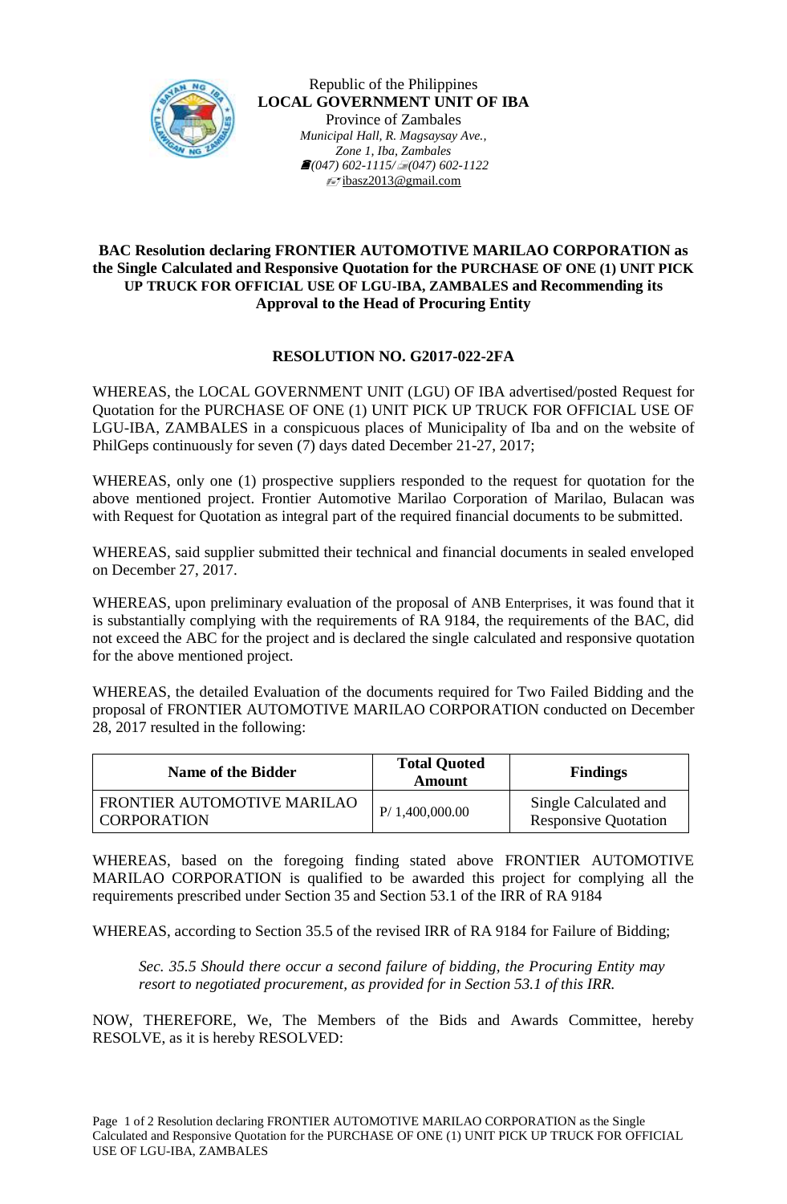Republic of the Philippines
**LOCAL GOVERNMENT UNIT OF IBA**
Province of Zambales
*Municipal Hall, R. Magsaysay Ave.,*
*Zone 1, Iba, Zambales*
*(047) 602-1115/ (047) 602-1122*
ibasz2013@gmail.com

**BAC Resolution declaring FRONTIER AUTOMOTIVE MARILAO CORPORATION as the Single Calculated and Responsive Quotation for the PURCHASE OF ONE (1) UNIT PICK UP TRUCK FOR OFFICIAL USE OF LGU-IBA, ZAMBALES and Recommending its Approval to the Head of Procuring Entity**

**RESOLUTION NO. G2017-022-2FA**

WHEREAS, the LOCAL GOVERNMENT UNIT (LGU) OF IBA advertised/posted Request for Quotation for the PURCHASE OF ONE (1) UNIT PICK UP TRUCK FOR OFFICIAL USE OF LGU-IBA, ZAMBALES in a conspicuous places of Municipality of Iba and on the website of PhilGeps continuously for seven (7) days dated December 21-27, 2017;

WHEREAS, only one (1) prospective suppliers responded to the request for quotation for the above mentioned project. Frontier Automotive Marilao Corporation of Marilao, Bulacan was with Request for Quotation as integral part of the required financial documents to be submitted.

WHEREAS, said supplier submitted their technical and financial documents in sealed enveloped on December 27, 2017.

WHEREAS, upon preliminary evaluation of the proposal of ANB Enterprises, it was found that it is substantially complying with the requirements of RA 9184, the requirements of the BAC, did not exceed the ABC for the project and is declared the single calculated and responsive quotation for the above mentioned project.

WHEREAS, the detailed Evaluation of the documents required for Two Failed Bidding and the proposal of FRONTIER AUTOMOTIVE MARILAO CORPORATION conducted on December 28, 2017 resulted in the following:

| Name of the Bidder | Total Quoted Amount | Findings |
|---|---|---|
| FRONTIER AUTOMOTIVE MARILAO CORPORATION | P/ 1,400,000.00 | Single Calculated and Responsive Quotation |

WHEREAS, based on the foregoing finding stated above FRONTIER AUTOMOTIVE MARILAO CORPORATION is qualified to be awarded this project for complying all the requirements prescribed under Section 35 and Section 53.1 of the IRR of RA 9184

WHEREAS, according to Section 35.5 of the revised IRR of RA 9184 for Failure of Bidding;

> *Sec. 35.5 Should there occur a second failure of bidding, the Procuring Entity may resort to negotiated procurement, as provided for in Section 53.1 of this IRR.*

NOW, THEREFORE, We, The Members of the Bids and Awards Committee, hereby RESOLVE, as it is hereby RESOLVED: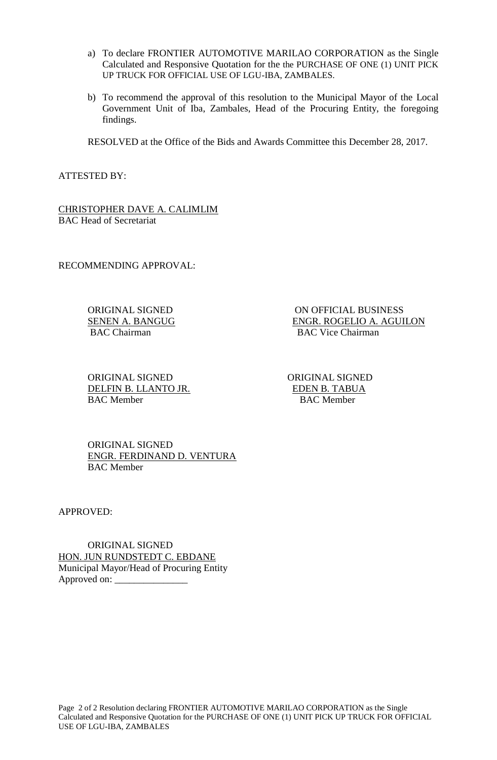a) To declare FRONTIER AUTOMOTIVE MARILAO CORPORATION as the Single Calculated and Responsive Quotation for the the PURCHASE OF ONE (1) UNIT PICK UP TRUCK FOR OFFICIAL USE OF LGU-IBA, ZAMBALES.

b) To recommend the approval of this resolution to the Municipal Mayor of the Local Government Unit of Iba, Zambales, Head of the Procuring Entity, the foregoing findings.

RESOLVED at the Office of the Bids and Awards Committee this December 28, 2017.

ATTESTED BY:

CHRISTOPHER DAVE A. CALIMLIM
BAC Head of Secretariat

RECOMMENDING APPROVAL:

ORIGINAL SIGNED
SENEN A. BANGUG
BAC Chairman

ON OFFICIAL BUSINESS
ENGR. ROGELIO A. AGUILON
BAC Vice Chairman

ORIGINAL SIGNED
DELFIN B. LLANTO JR.
BAC Member

ORIGINAL SIGNED
EDEN B. TABUA
BAC Member

ORIGINAL SIGNED
ENGR. FERDINAND D. VENTURA
BAC Member

APPROVED:

ORIGINAL SIGNED
HON. JUN RUNDSTEDT C. EBDANE
Municipal Mayor/Head of Procuring Entity
Approved on: _______________